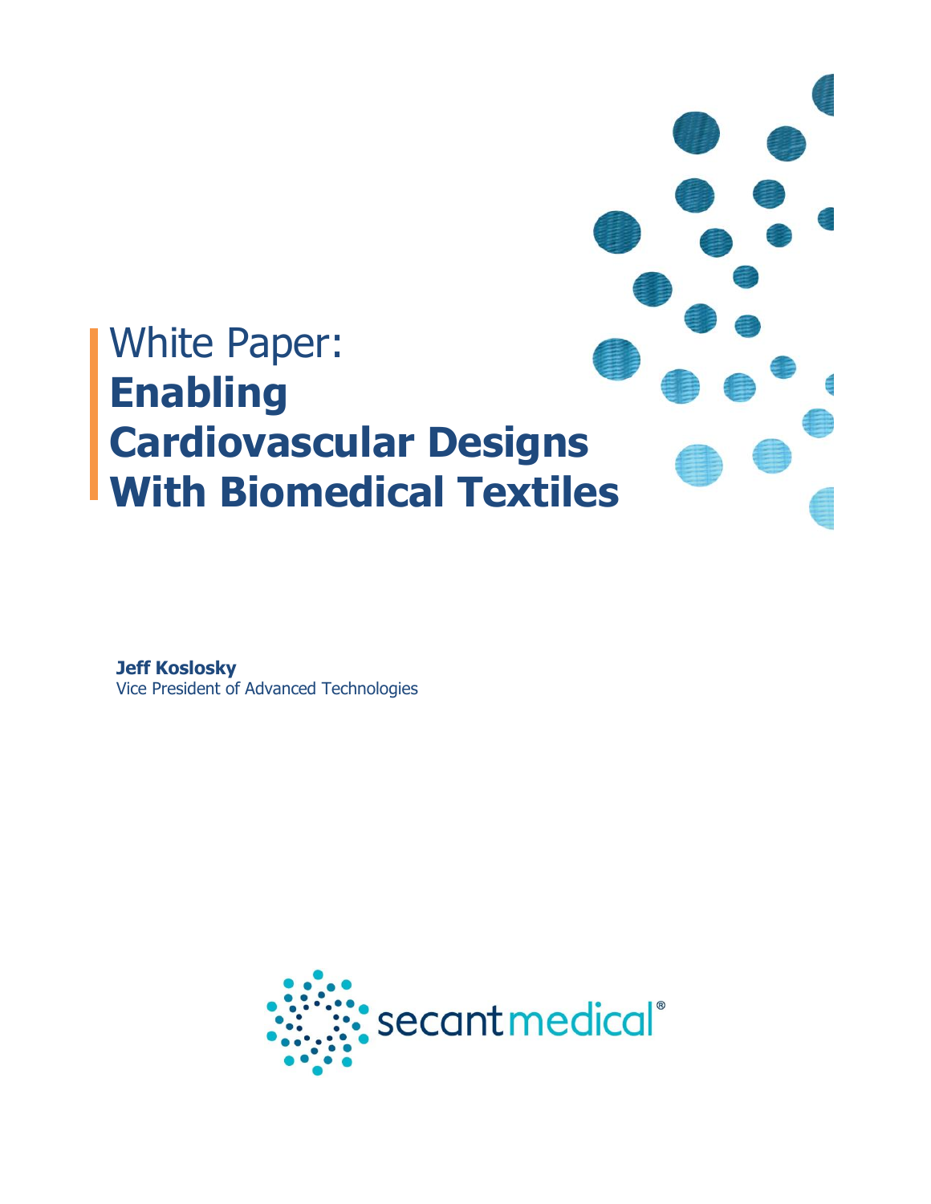# White Paper: **Enabling Cardiovascular Designs With Biomedical Textiles**

**Jeff Koslosky**
Vice President of Advanced Technologies

secantmedical®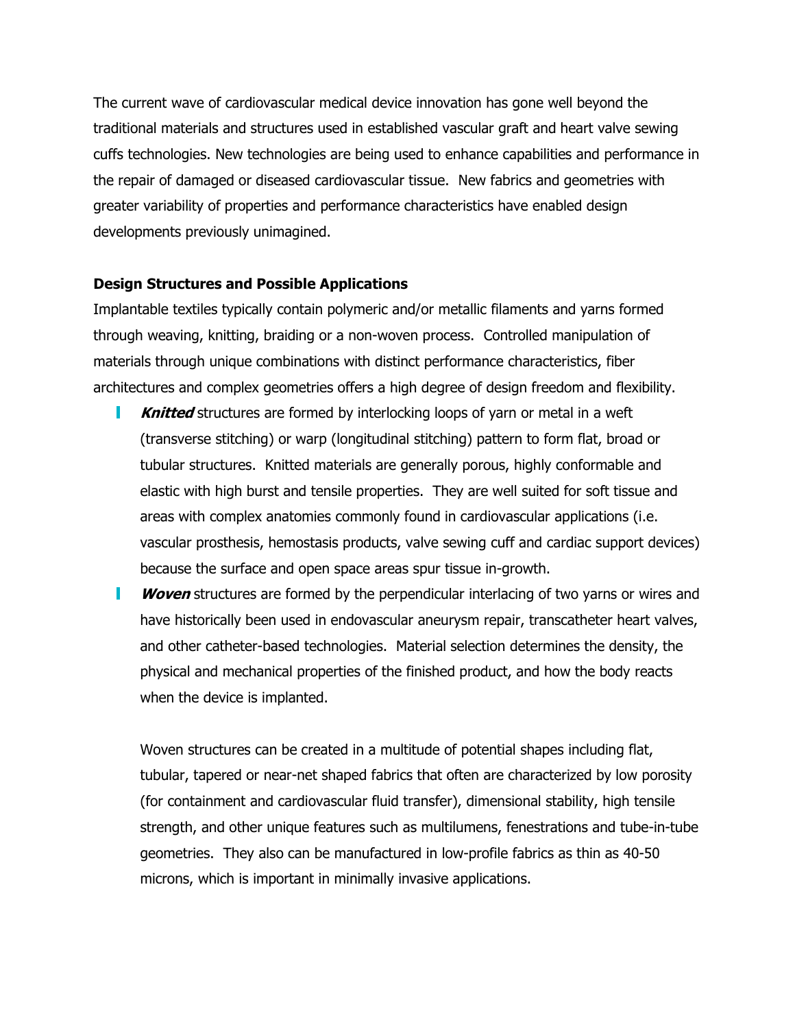The current wave of cardiovascular medical device innovation has gone well beyond the traditional materials and structures used in established vascular graft and heart valve sewing cuffs technologies. New technologies are being used to enhance capabilities and performance in the repair of damaged or diseased cardiovascular tissue. New fabrics and geometries with greater variability of properties and performance characteristics have enabled design developments previously unimagined.

**Design Structures and Possible Applications**

Implantable textiles typically contain polymeric and/or metallic filaments and yarns formed through weaving, knitting, braiding or a non-woven process. Controlled manipulation of materials through unique combinations with distinct performance characteristics, fiber architectures and complex geometries offers a high degree of design freedom and flexibility.

- ***Knitted*** structures are formed by interlocking loops of yarn or metal in a weft (transverse stitching) or warp (longitudinal stitching) pattern to form flat, broad or tubular structures. Knitted materials are generally porous, highly conformable and elastic with high burst and tensile properties. They are well suited for soft tissue and areas with complex anatomies commonly found in cardiovascular applications (i.e. vascular prosthesis, hemostasis products, valve sewing cuff and cardiac support devices) because the surface and open space areas spur tissue in-growth.
- ***Woven*** structures are formed by the perpendicular interlacing of two yarns or wires and have historically been used in endovascular aneurysm repair, transcatheter heart valves, and other catheter-based technologies. Material selection determines the density, the physical and mechanical properties of the finished product, and how the body reacts when the device is implanted.

  Woven structures can be created in a multitude of potential shapes including flat, tubular, tapered or near-net shaped fabrics that often are characterized by low porosity (for containment and cardiovascular fluid transfer), dimensional stability, high tensile strength, and other unique features such as multilumens, fenestrations and tube-in-tube geometries. They also can be manufactured in low-profile fabrics as thin as 40-50 microns, which is important in minimally invasive applications.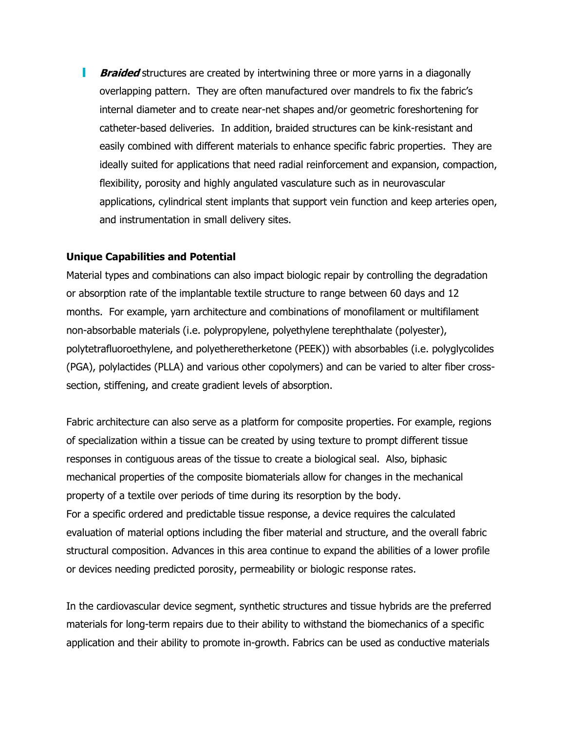- ***Braided*** structures are created by intertwining three or more yarns in a diagonally overlapping pattern. They are often manufactured over mandrels to fix the fabric's internal diameter and to create near-net shapes and/or geometric foreshortening for catheter-based deliveries. In addition, braided structures can be kink-resistant and easily combined with different materials to enhance specific fabric properties. They are ideally suited for applications that need radial reinforcement and expansion, compaction, flexibility, porosity and highly angulated vasculature such as in neurovascular applications, cylindrical stent implants that support vein function and keep arteries open, and instrumentation in small delivery sites.

**Unique Capabilities and Potential**

Material types and combinations can also impact biologic repair by controlling the degradation or absorption rate of the implantable textile structure to range between 60 days and 12 months. For example, yarn architecture and combinations of monofilament or multifilament non-absorbable materials (i.e. polypropylene, polyethylene terephthalate (polyester), polytetrafluoroethylene, and polyetheretherketone (PEEK)) with absorbables (i.e. polyglycolides (PGA), polylactides (PLLA) and various other copolymers) and can be varied to alter fiber cross-section, stiffening, and create gradient levels of absorption.

Fabric architecture can also serve as a platform for composite properties. For example, regions of specialization within a tissue can be created by using texture to prompt different tissue responses in contiguous areas of the tissue to create a biological seal. Also, biphasic mechanical properties of the composite biomaterials allow for changes in the mechanical property of a textile over periods of time during its resorption by the body.
For a specific ordered and predictable tissue response, a device requires the calculated evaluation of material options including the fiber material and structure, and the overall fabric structural composition. Advances in this area continue to expand the abilities of a lower profile or devices needing predicted porosity, permeability or biologic response rates.

In the cardiovascular device segment, synthetic structures and tissue hybrids are the preferred materials for long-term repairs due to their ability to withstand the biomechanics of a specific application and their ability to promote in-growth. Fabrics can be used as conductive materials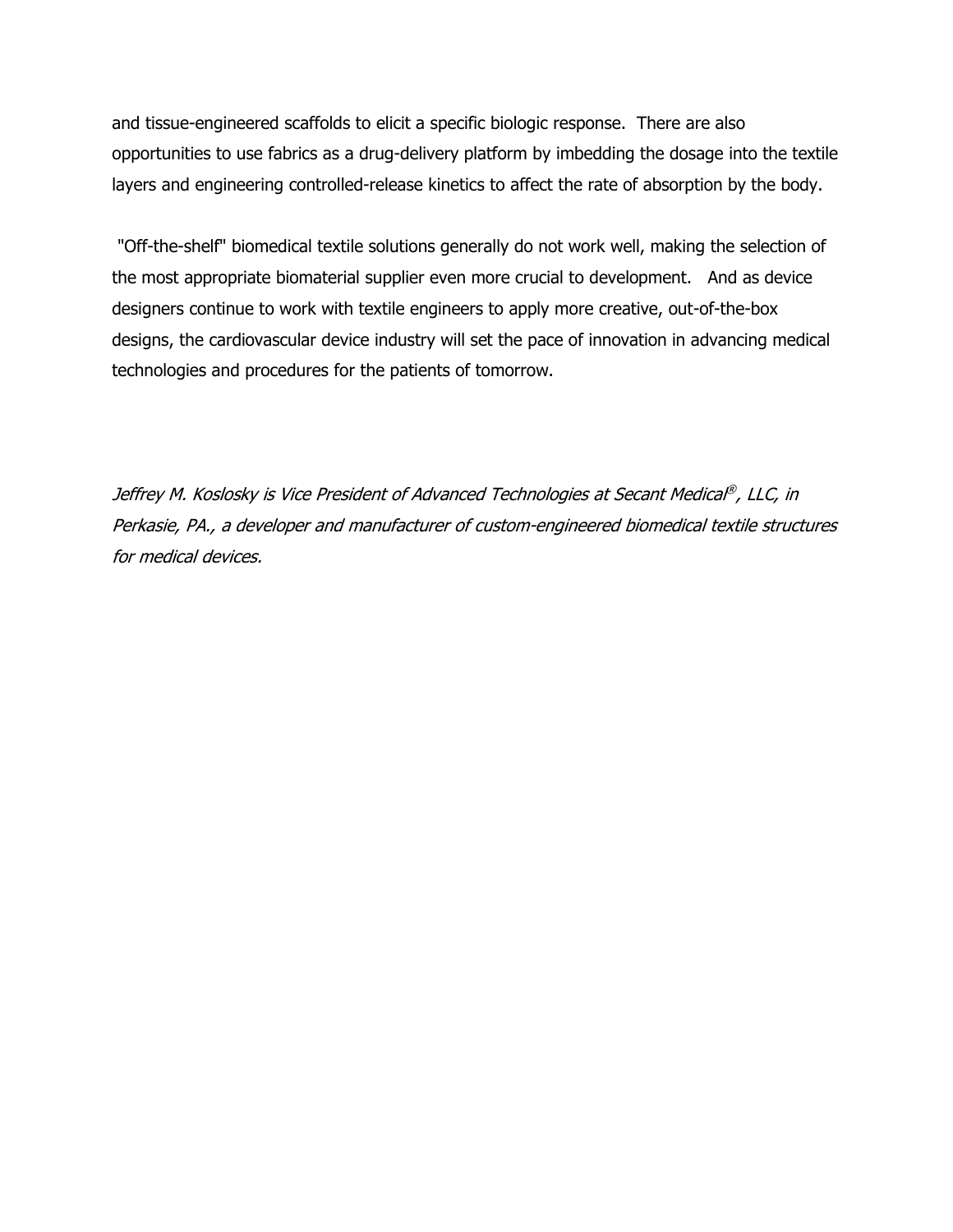and tissue-engineered scaffolds to elicit a specific biologic response. There are also opportunities to use fabrics as a drug-delivery platform by imbedding the dosage into the textile layers and engineering controlled-release kinetics to affect the rate of absorption by the body.

"Off-the-shelf" biomedical textile solutions generally do not work well, making the selection of the most appropriate biomaterial supplier even more crucial to development. And as device designers continue to work with textile engineers to apply more creative, out-of-the-box designs, the cardiovascular device industry will set the pace of innovation in advancing medical technologies and procedures for the patients of tomorrow.

*Jeffrey M. Koslosky is Vice President of Advanced Technologies at Secant Medical®, LLC, in Perkasie, PA., a developer and manufacturer of custom-engineered biomedical textile structures for medical devices.*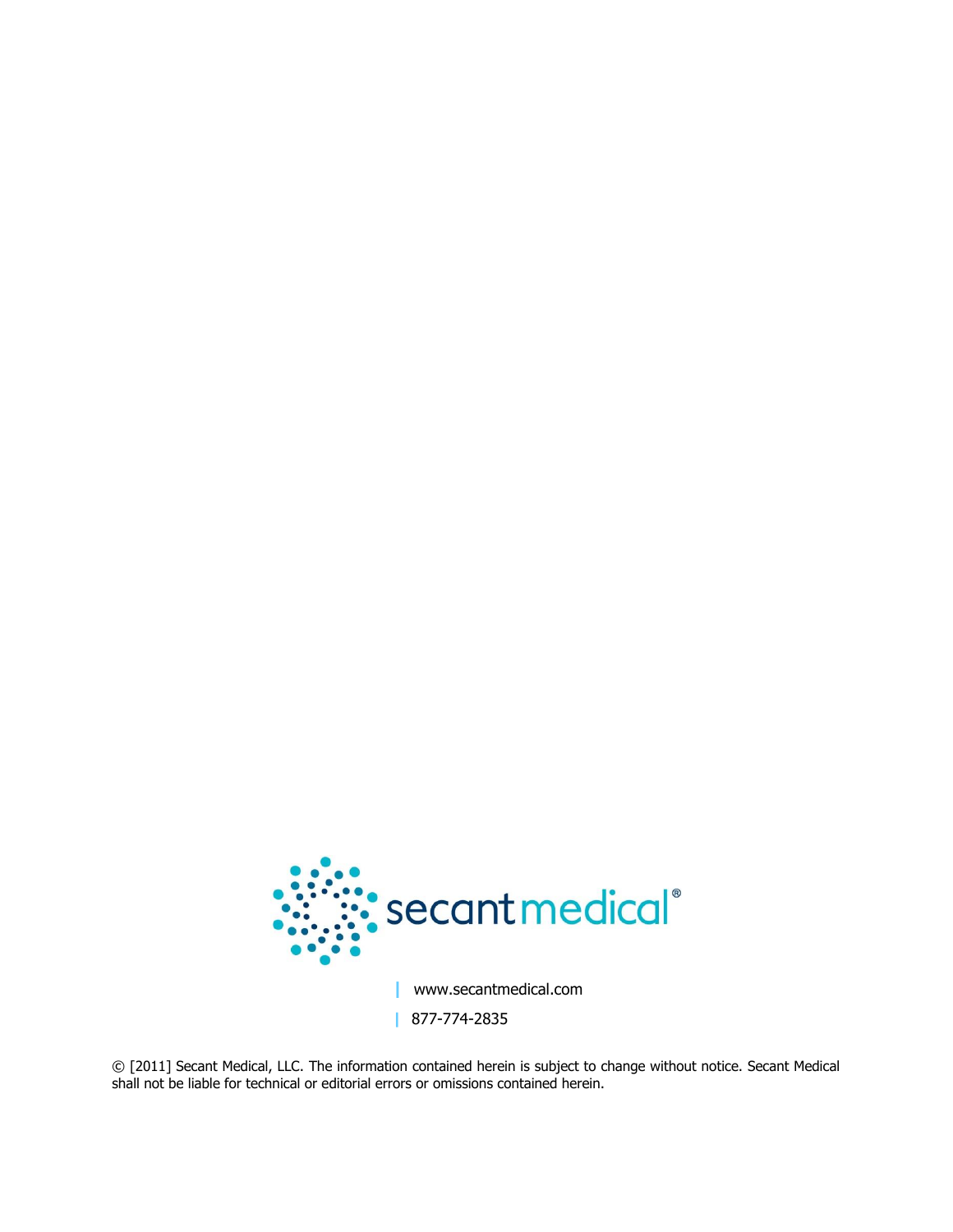secantmedical®

| www.secantmedical.com

| 877-774-2835

© [2011] Secant Medical, LLC. The information contained herein is subject to change without notice. Secant Medical shall not be liable for technical or editorial errors or omissions contained herein.